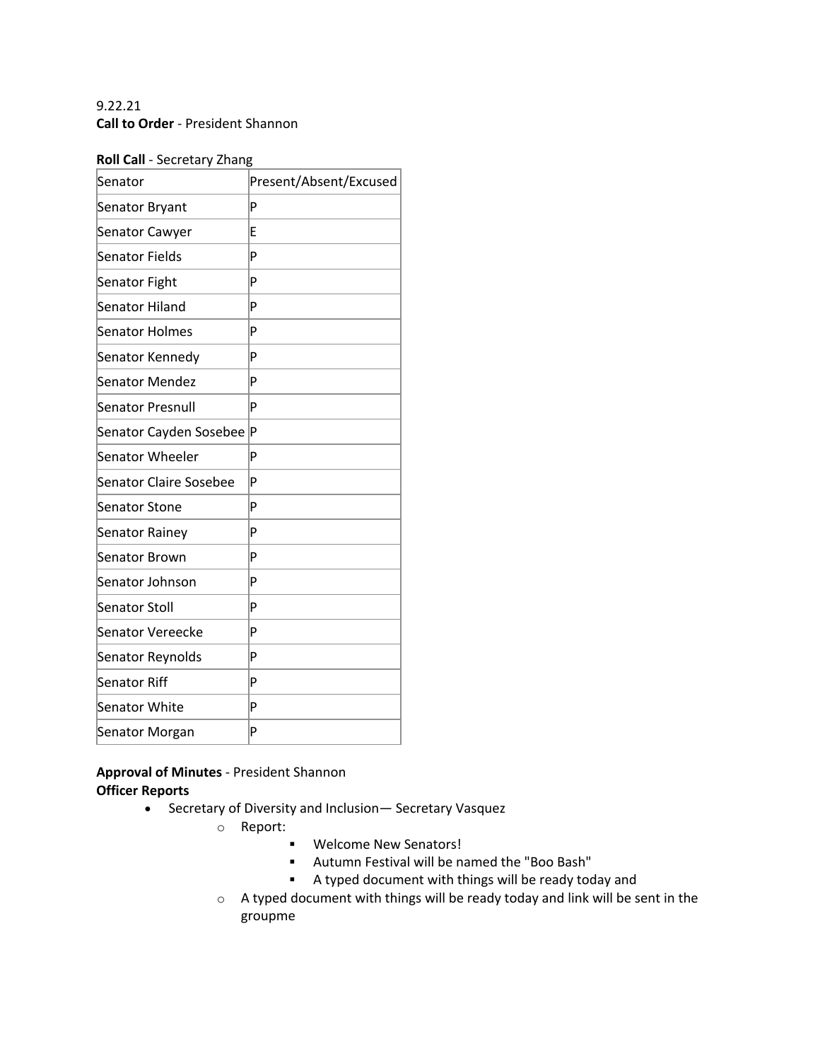9.22.21

**Call to Order** - President Shannon

**Roll Call** - Secretary Zhang

| Senator | Present/Absent/Excused |
| --- | --- |
| Senator Bryant | P |
| Senator Cawyer | E |
| Senator Fields | P |
| Senator Fight | P |
| Senator Hiland | P |
| Senator Holmes | P |
| Senator Kennedy | P |
| Senator Mendez | P |
| Senator Presnull | P |
| Senator Cayden Sosebee | P |
| Senator Wheeler | P |
| Senator Claire Sosebee | P |
| Senator Stone | P |
| Senator Rainey | P |
| Senator Brown | P |
| Senator Johnson | P |
| Senator Stoll | P |
| Senator Vereecke | P |
| Senator Reynolds | P |
| Senator Riff | P |
| Senator White | P |
| Senator Morgan | P |

**Approval of Minutes** - President Shannon

**Officer Reports**

- Secretary of Diversity and Inclusion— Secretary Vasquez
  - Report:
    - Welcome New Senators!
    - Autumn Festival will be named the "Boo Bash"
    - A typed document with things will be ready today and
  - A typed document with things will be ready today and link will be sent in the groupme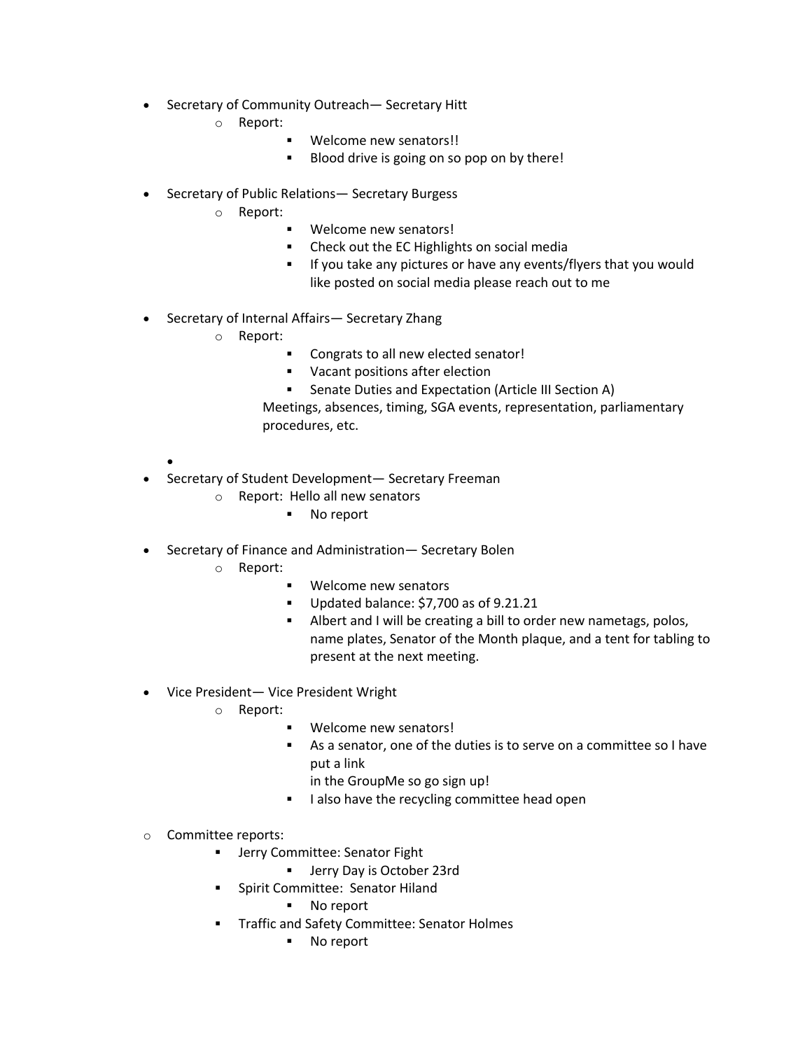- Secretary of Community Outreach— Secretary Hitt
    - Report:
        - Welcome new senators!!
        - Blood drive is going on so pop on by there!

- Secretary of Public Relations— Secretary Burgess
    - Report:
        - Welcome new senators!
        - Check out the EC Highlights on social media
        - If you take any pictures or have any events/flyers that you would like posted on social media please reach out to me

- Secretary of Internal Affairs— Secretary Zhang
    - Report:
        - Congrats to all new elected senator!
        - Vacant positions after election
        - Senate Duties and Expectation (Article III Section A)

        Meetings, absences, timing, SGA events, representation, parliamentary procedures, etc.

- Secretary of Student Development— Secretary Freeman
    - Report: Hello all new senators
        - No report

- Secretary of Finance and Administration— Secretary Bolen
    - Report:
        - Welcome new senators
        - Updated balance: $7,700 as of 9.21.21
        - Albert and I will be creating a bill to order new nametags, polos, name plates, Senator of the Month plaque, and a tent for tabling to present at the next meeting.

- Vice President— Vice President Wright
    - Report:
        - Welcome new senators!
        - As a senator, one of the duties is to serve on a committee so I have put a link in the GroupMe so go sign up!
        - I also have the recycling committee head open

- Committee reports:
    - Jerry Committee: Senator Fight
        - Jerry Day is October 23rd
    - Spirit Committee: Senator Hiland
        - No report
    - Traffic and Safety Committee: Senator Holmes
        - No report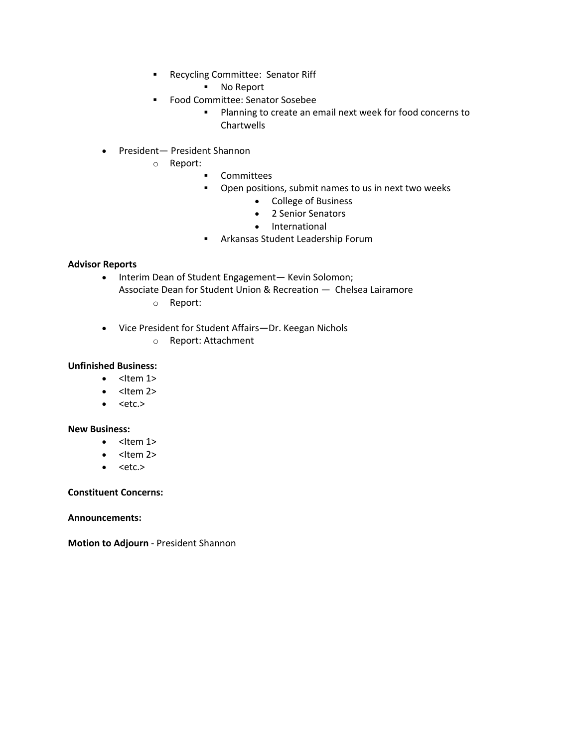- Recycling Committee: Senator Riff
            - No Report
        - Food Committee: Senator Sosebee
            - Planning to create an email next week for food concerns to Chartwells

- President— President Shannon
    - Report:
        - Committees
        - Open positions, submit names to us in next two weeks
            - College of Business
            - 2 Senior Senators
            - International
        - Arkansas Student Leadership Forum

**Advisor Reports**

- Interim Dean of Student Engagement— Kevin Solomon;
  Associate Dean for Student Union & Recreation — Chelsea Lairamore
    - Report:

- Vice President for Student Affairs—Dr. Keegan Nichols
    - Report: Attachment

**Unfinished Business:**

- <Item 1>
- <Item 2>
- <etc.>

**New Business:**

- <Item 1>
- <Item 2>
- <etc.>

**Constituent Concerns:**

**Announcements:**

**Motion to Adjourn** - President Shannon